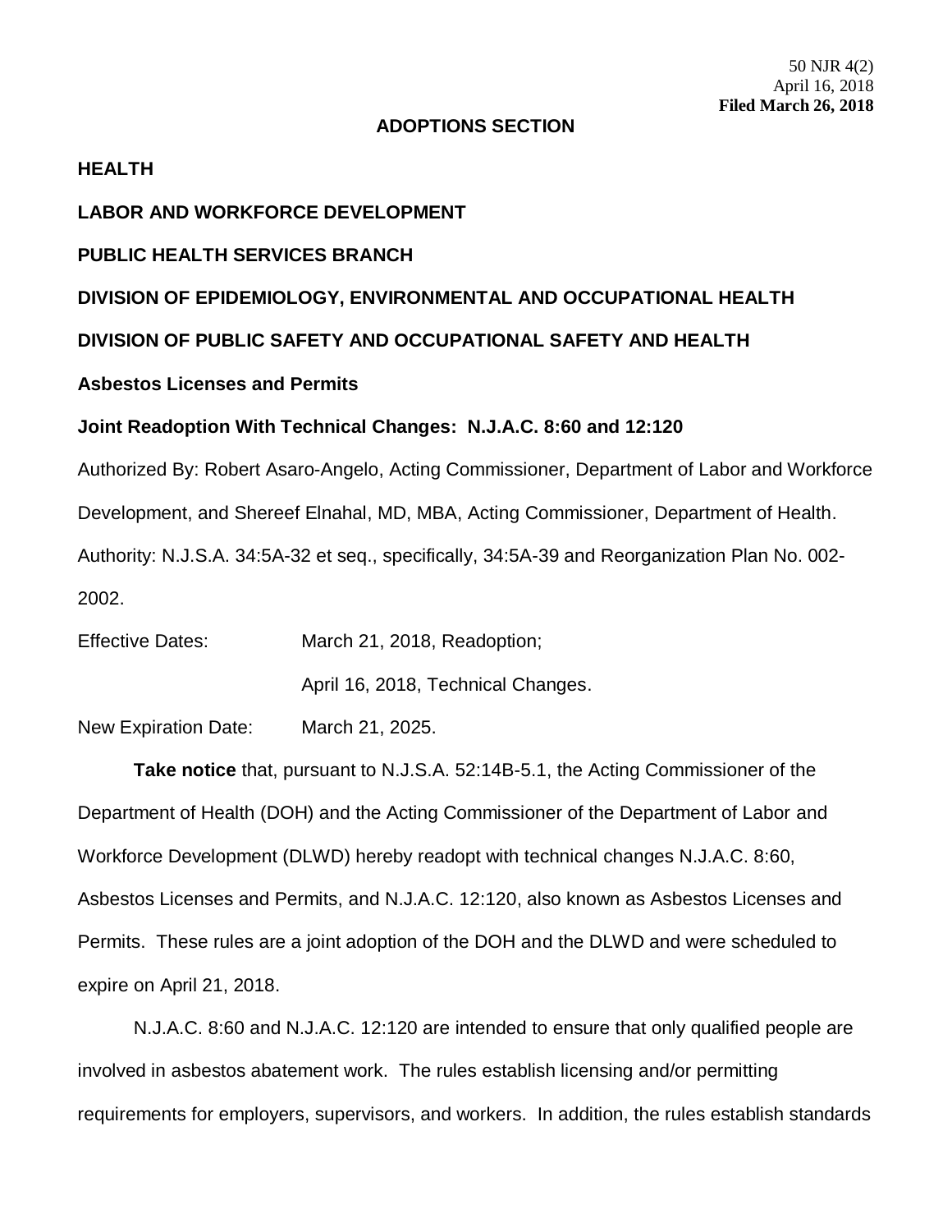50 NJR 4(2)
April 16, 2018
**Filed March 26, 2018**

## ADOPTIONS SECTION

**HEALTH**

**LABOR AND WORKFORCE DEVELOPMENT**

**PUBLIC HEALTH SERVICES BRANCH**

**DIVISION OF EPIDEMIOLOGY, ENVIRONMENTAL AND OCCUPATIONAL HEALTH**

**DIVISION OF PUBLIC SAFETY AND OCCUPATIONAL SAFETY AND HEALTH**

**Asbestos Licenses and Permits**

**Joint Readoption With Technical Changes: N.J.A.C. 8:60 and 12:120**

Authorized By: Robert Asaro-Angelo, Acting Commissioner, Department of Labor and Workforce Development, and Shereef Elnahal, MD, MBA, Acting Commissioner, Department of Health.

Authority: N.J.S.A. 34:5A-32 et seq., specifically, 34:5A-39 and Reorganization Plan No. 002-2002.

Effective Dates: March 21, 2018, Readoption;

April 16, 2018, Technical Changes.

New Expiration Date: March 21, 2025.

**Take notice** that, pursuant to N.J.S.A. 52:14B-5.1, the Acting Commissioner of the Department of Health (DOH) and the Acting Commissioner of the Department of Labor and Workforce Development (DLWD) hereby readopt with technical changes N.J.A.C. 8:60, Asbestos Licenses and Permits, and N.J.A.C. 12:120, also known as Asbestos Licenses and Permits. These rules are a joint adoption of the DOH and the DLWD and were scheduled to expire on April 21, 2018.

N.J.A.C. 8:60 and N.J.A.C. 12:120 are intended to ensure that only qualified people are involved in asbestos abatement work. The rules establish licensing and/or permitting requirements for employers, supervisors, and workers. In addition, the rules establish standards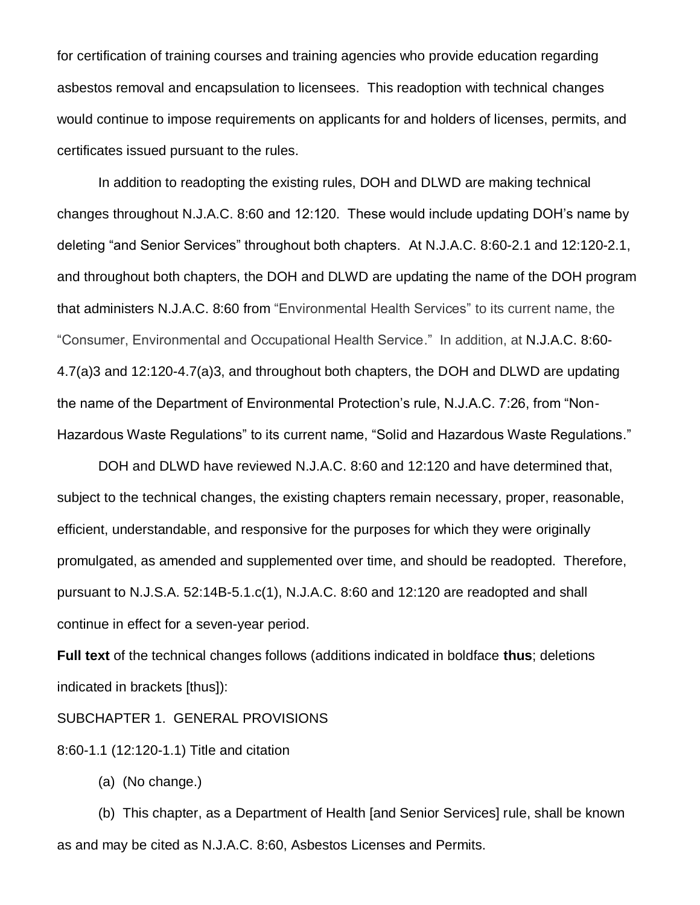for certification of training courses and training agencies who provide education regarding asbestos removal and encapsulation to licensees. This readoption with technical changes would continue to impose requirements on applicants for and holders of licenses, permits, and certificates issued pursuant to the rules.

In addition to readopting the existing rules, DOH and DLWD are making technical changes throughout N.J.A.C. 8:60 and 12:120. These would include updating DOH's name by deleting "and Senior Services" throughout both chapters. At N.J.A.C. 8:60-2.1 and 12:120-2.1, and throughout both chapters, the DOH and DLWD are updating the name of the DOH program that administers N.J.A.C. 8:60 from "Environmental Health Services" to its current name, the "Consumer, Environmental and Occupational Health Service." In addition, at N.J.A.C. 8:60-4.7(a)3 and 12:120-4.7(a)3, and throughout both chapters, the DOH and DLWD are updating the name of the Department of Environmental Protection's rule, N.J.A.C. 7:26, from "Non-Hazardous Waste Regulations" to its current name, "Solid and Hazardous Waste Regulations."

DOH and DLWD have reviewed N.J.A.C. 8:60 and 12:120 and have determined that, subject to the technical changes, the existing chapters remain necessary, proper, reasonable, efficient, understandable, and responsive for the purposes for which they were originally promulgated, as amended and supplemented over time, and should be readopted. Therefore, pursuant to N.J.S.A. 52:14B-5.1.c(1), N.J.A.C. 8:60 and 12:120 are readopted and shall continue in effect for a seven-year period.

**Full text** of the technical changes follows (additions indicated in boldface **thus**; deletions indicated in brackets [thus]):

SUBCHAPTER 1. GENERAL PROVISIONS

8:60-1.1 (12:120-1.1) Title and citation

(a) (No change.)

(b) This chapter, as a Department of Health [and Senior Services] rule, shall be known as and may be cited as N.J.A.C. 8:60, Asbestos Licenses and Permits.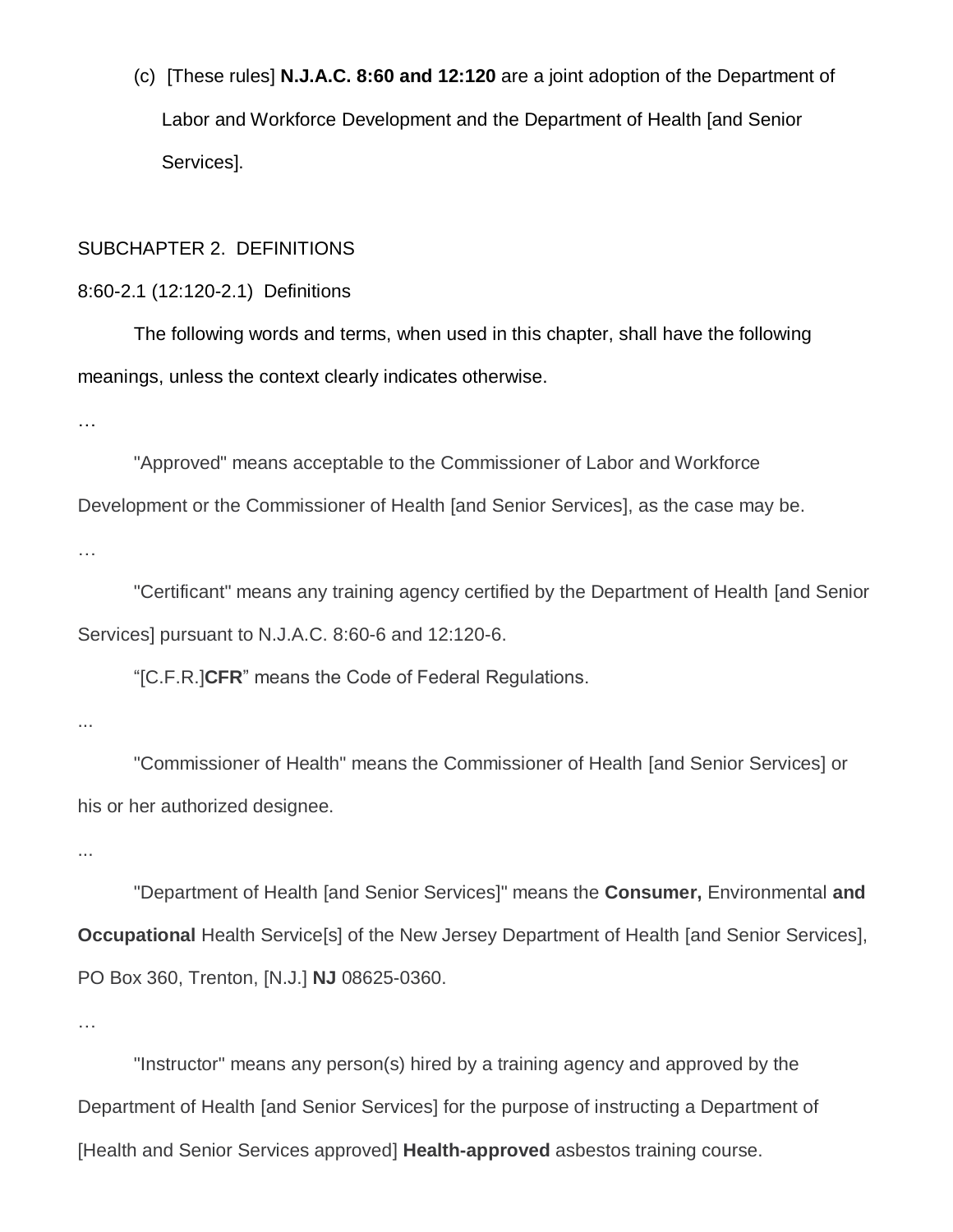(c) [These rules] **N.J.A.C. 8:60 and 12:120** are a joint adoption of the Department of Labor and Workforce Development and the Department of Health [and Senior Services].

SUBCHAPTER 2. DEFINITIONS

8:60-2.1 (12:120-2.1) Definitions

The following words and terms, when used in this chapter, shall have the following meanings, unless the context clearly indicates otherwise.

…

"Approved" means acceptable to the Commissioner of Labor and Workforce Development or the Commissioner of Health [and Senior Services], as the case may be.

…

"Certificant" means any training agency certified by the Department of Health [and Senior Services] pursuant to N.J.A.C. 8:60-6 and 12:120-6.

"[C.F.R.]**CFR**" means the Code of Federal Regulations.

...

"Commissioner of Health" means the Commissioner of Health [and Senior Services] or his or her authorized designee.

...

"Department of Health [and Senior Services]" means the **Consumer,** Environmental **and Occupational** Health Service[s] of the New Jersey Department of Health [and Senior Services], PO Box 360, Trenton, [N.J.] **NJ** 08625-0360.

…

"Instructor" means any person(s) hired by a training agency and approved by the Department of Health [and Senior Services] for the purpose of instructing a Department of [Health and Senior Services approved] **Health-approved** asbestos training course.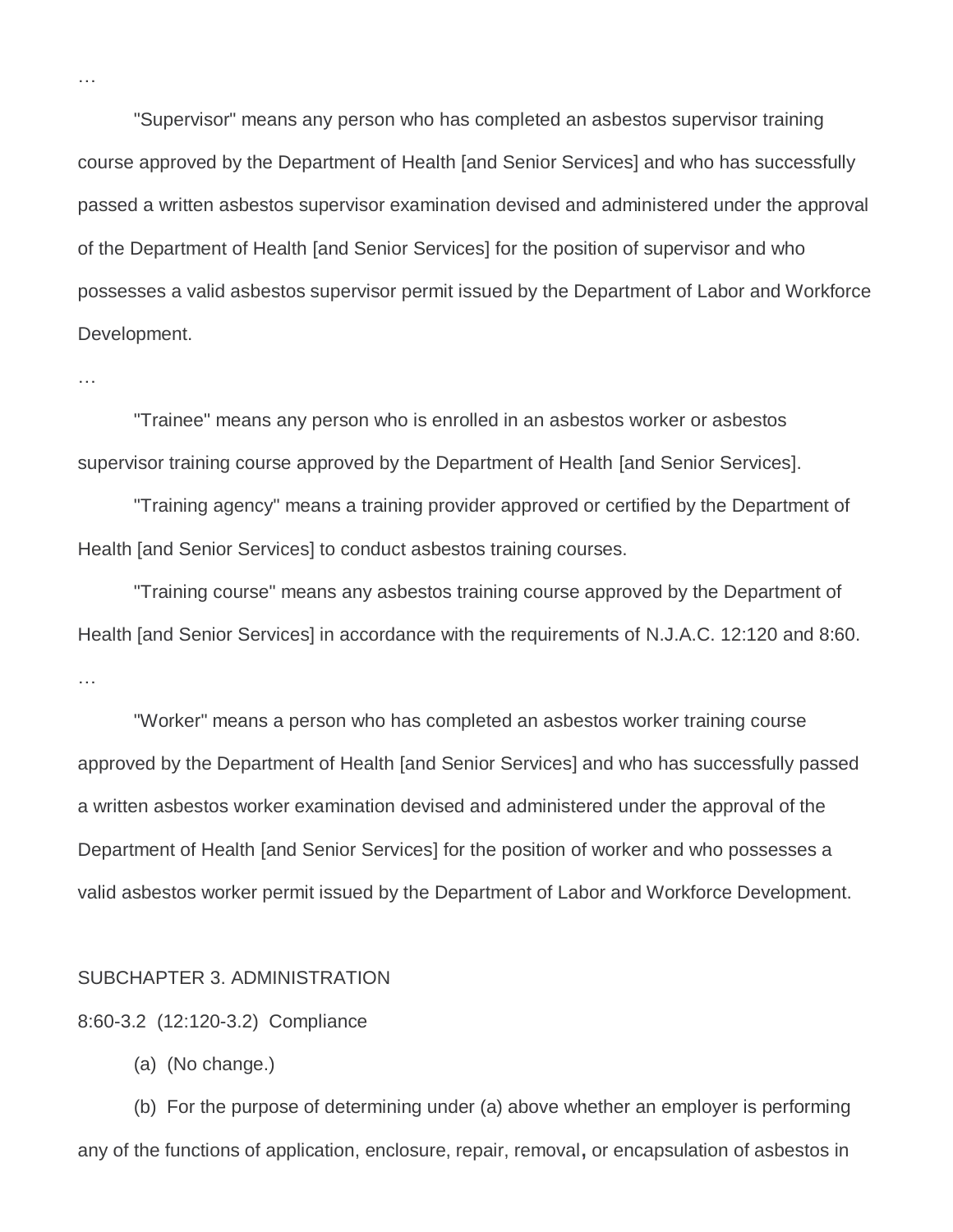…

"Supervisor" means any person who has completed an asbestos supervisor training course approved by the Department of Health [and Senior Services] and who has successfully passed a written asbestos supervisor examination devised and administered under the approval of the Department of Health [and Senior Services] for the position of supervisor and who possesses a valid asbestos supervisor permit issued by the Department of Labor and Workforce Development.

…

"Trainee" means any person who is enrolled in an asbestos worker or asbestos supervisor training course approved by the Department of Health [and Senior Services].

"Training agency" means a training provider approved or certified by the Department of Health [and Senior Services] to conduct asbestos training courses.

"Training course" means any asbestos training course approved by the Department of Health [and Senior Services] in accordance with the requirements of N.J.A.C. 12:120 and 8:60.

…

"Worker" means a person who has completed an asbestos worker training course approved by the Department of Health [and Senior Services] and who has successfully passed a written asbestos worker examination devised and administered under the approval of the Department of Health [and Senior Services] for the position of worker and who possesses a valid asbestos worker permit issued by the Department of Labor and Workforce Development.

SUBCHAPTER 3. ADMINISTRATION

8:60-3.2 (12:120-3.2) Compliance

(a) (No change.)

(b) For the purpose of determining under (a) above whether an employer is performing any of the functions of application, enclosure, repair, removal**,** or encapsulation of asbestos in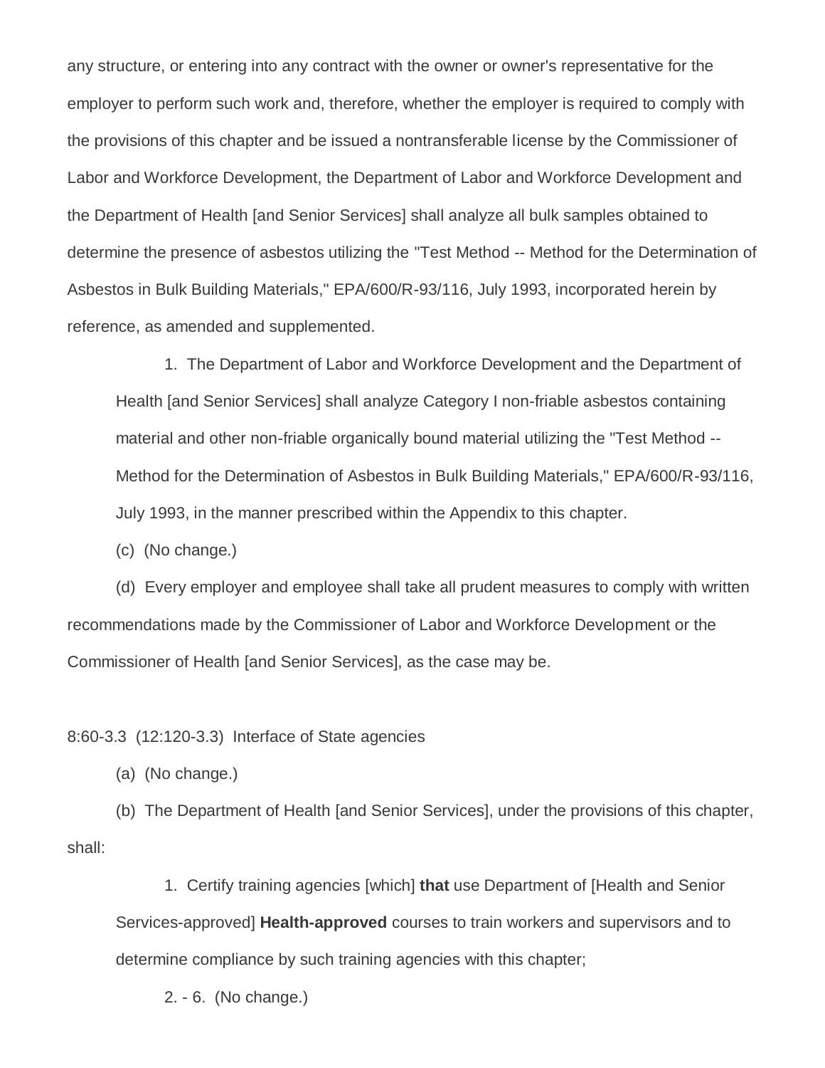any structure, or entering into any contract with the owner or owner's representative for the employer to perform such work and, therefore, whether the employer is required to comply with the provisions of this chapter and be issued a nontransferable license by the Commissioner of Labor and Workforce Development, the Department of Labor and Workforce Development and the Department of Health [and Senior Services] shall analyze all bulk samples obtained to determine the presence of asbestos utilizing the "Test Method -- Method for the Determination of Asbestos in Bulk Building Materials," EPA/600/R-93/116, July 1993, incorporated herein by reference, as amended and supplemented.

1. The Department of Labor and Workforce Development and the Department of Health [and Senior Services] shall analyze Category I non-friable asbestos containing material and other non-friable organically bound material utilizing the "Test Method -- Method for the Determination of Asbestos in Bulk Building Materials," EPA/600/R-93/116, July 1993, in the manner prescribed within the Appendix to this chapter.

(c) (No change.)

(d) Every employer and employee shall take all prudent measures to comply with written recommendations made by the Commissioner of Labor and Workforce Development or the Commissioner of Health [and Senior Services], as the case may be.

8:60-3.3 (12:120-3.3) Interface of State agencies

(a) (No change.)

(b) The Department of Health [and Senior Services], under the provisions of this chapter, shall:

1. Certify training agencies [which] **that** use Department of [Health and Senior Services-approved] **Health-approved** courses to train workers and supervisors and to determine compliance by such training agencies with this chapter;

2. - 6. (No change.)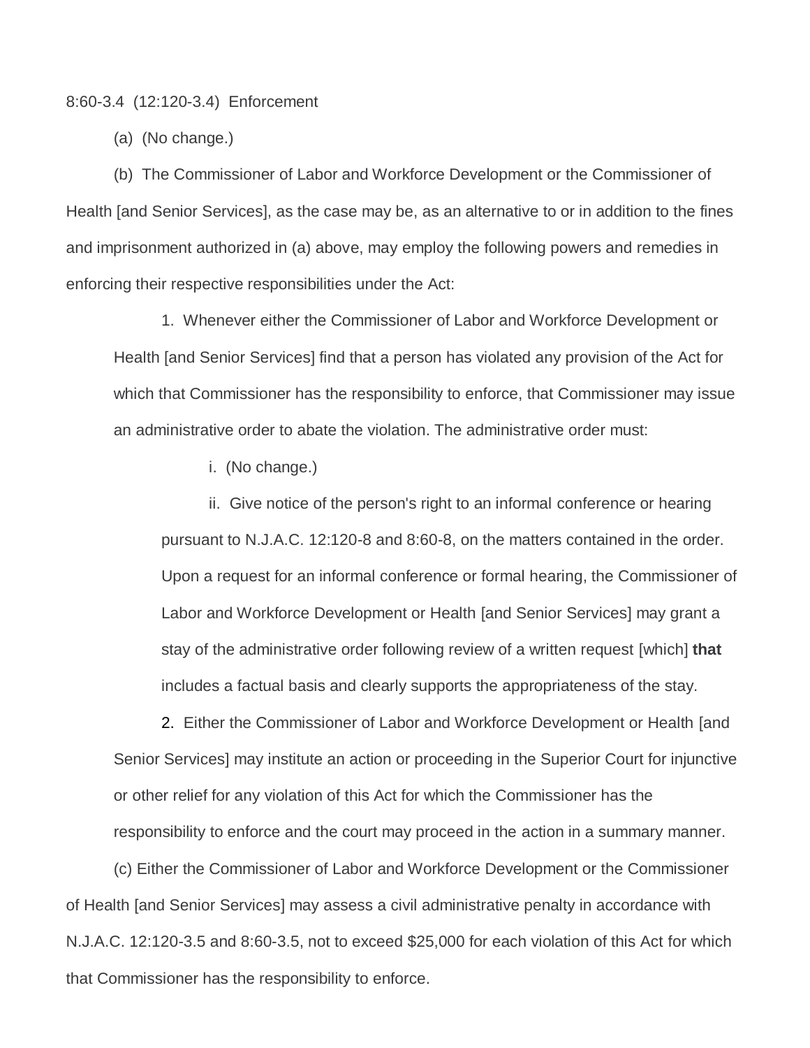8:60-3.4 (12:120-3.4) Enforcement

(a) (No change.)

(b) The Commissioner of Labor and Workforce Development or the Commissioner of Health [and Senior Services], as the case may be, as an alternative to or in addition to the fines and imprisonment authorized in (a) above, may employ the following powers and remedies in enforcing their respective responsibilities under the Act:

1. Whenever either the Commissioner of Labor and Workforce Development or Health [and Senior Services] find that a person has violated any provision of the Act for which that Commissioner has the responsibility to enforce, that Commissioner may issue an administrative order to abate the violation. The administrative order must:

i. (No change.)

ii. Give notice of the person's right to an informal conference or hearing pursuant to N.J.A.C. 12:120-8 and 8:60-8, on the matters contained in the order. Upon a request for an informal conference or formal hearing, the Commissioner of Labor and Workforce Development or Health [and Senior Services] may grant a stay of the administrative order following review of a written request [which] **that** includes a factual basis and clearly supports the appropriateness of the stay.

2. Either the Commissioner of Labor and Workforce Development or Health [and Senior Services] may institute an action or proceeding in the Superior Court for injunctive or other relief for any violation of this Act for which the Commissioner has the responsibility to enforce and the court may proceed in the action in a summary manner.

(c) Either the Commissioner of Labor and Workforce Development or the Commissioner of Health [and Senior Services] may assess a civil administrative penalty in accordance with N.J.A.C. 12:120-3.5 and 8:60-3.5, not to exceed $25,000 for each violation of this Act for which that Commissioner has the responsibility to enforce.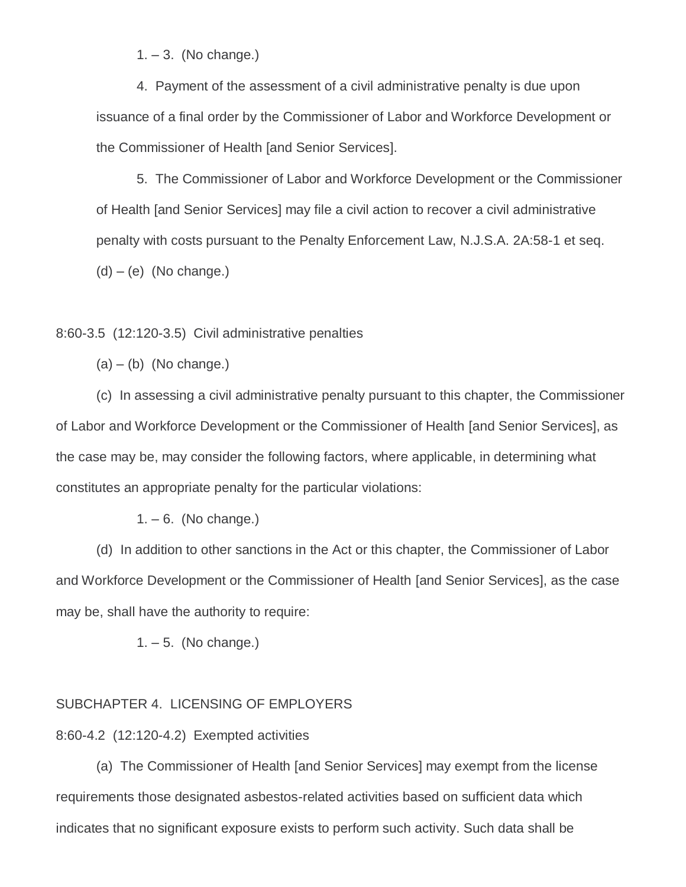1. – 3. (No change.)

4. Payment of the assessment of a civil administrative penalty is due upon issuance of a final order by the Commissioner of Labor and Workforce Development or the Commissioner of Health [and Senior Services].

5. The Commissioner of Labor and Workforce Development or the Commissioner of Health [and Senior Services] may file a civil action to recover a civil administrative penalty with costs pursuant to the Penalty Enforcement Law, N.J.S.A. 2A:58-1 et seq.

(d) – (e) (No change.)

8:60-3.5 (12:120-3.5) Civil administrative penalties

(a) – (b) (No change.)

(c) In assessing a civil administrative penalty pursuant to this chapter, the Commissioner of Labor and Workforce Development or the Commissioner of Health [and Senior Services], as the case may be, may consider the following factors, where applicable, in determining what constitutes an appropriate penalty for the particular violations:

1. – 6. (No change.)

(d) In addition to other sanctions in the Act or this chapter, the Commissioner of Labor and Workforce Development or the Commissioner of Health [and Senior Services], as the case may be, shall have the authority to require:

1. – 5. (No change.)

SUBCHAPTER 4. LICENSING OF EMPLOYERS

8:60-4.2 (12:120-4.2) Exempted activities

(a) The Commissioner of Health [and Senior Services] may exempt from the license requirements those designated asbestos-related activities based on sufficient data which indicates that no significant exposure exists to perform such activity. Such data shall be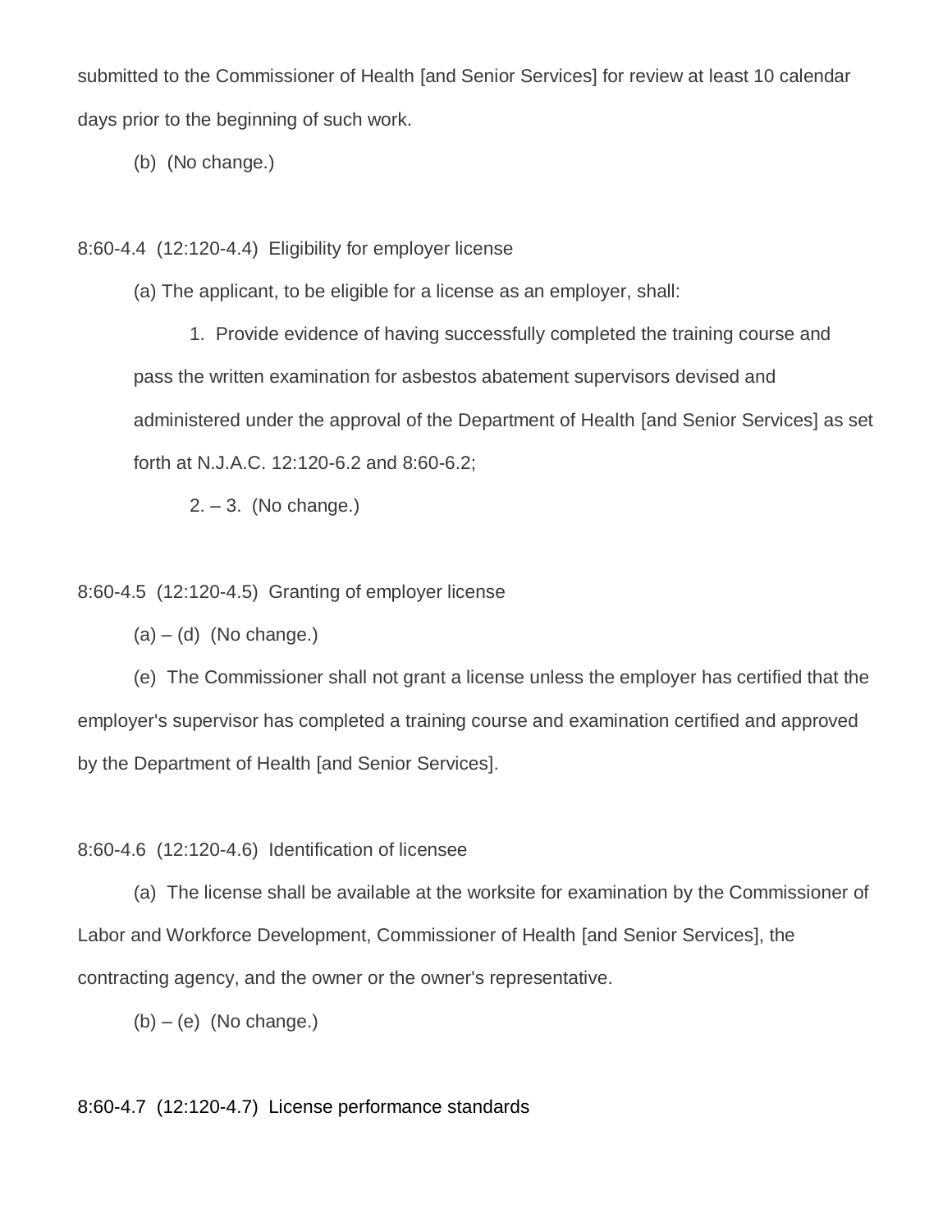submitted to the Commissioner of Health [and Senior Services] for review at least 10 calendar days prior to the beginning of such work.

(b) (No change.)

8:60-4.4 (12:120-4.4) Eligibility for employer license

(a) The applicant, to be eligible for a license as an employer, shall:

1. Provide evidence of having successfully completed the training course and pass the written examination for asbestos abatement supervisors devised and administered under the approval of the Department of Health [and Senior Services] as set forth at N.J.A.C. 12:120-6.2 and 8:60-6.2;

2. – 3. (No change.)

8:60-4.5 (12:120-4.5) Granting of employer license

(a) – (d) (No change.)

(e) The Commissioner shall not grant a license unless the employer has certified that the employer's supervisor has completed a training course and examination certified and approved by the Department of Health [and Senior Services].

8:60-4.6 (12:120-4.6) Identification of licensee

(a) The license shall be available at the worksite for examination by the Commissioner of Labor and Workforce Development, Commissioner of Health [and Senior Services], the contracting agency, and the owner or the owner's representative.

(b) – (e) (No change.)

8:60-4.7 (12:120-4.7) License performance standards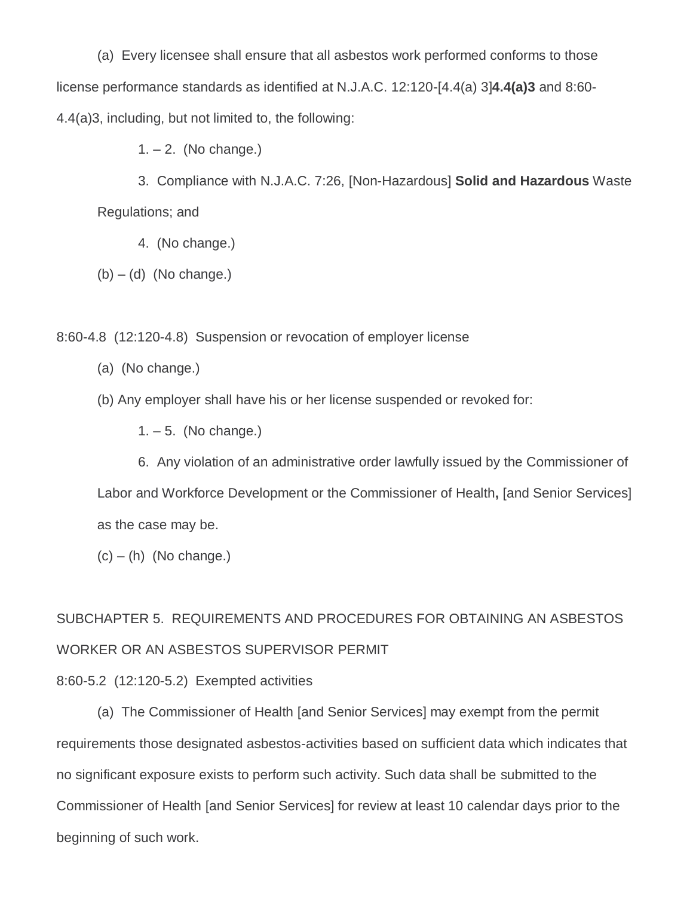(a) Every licensee shall ensure that all asbestos work performed conforms to those license performance standards as identified at N.J.A.C. 12:120-[4.4(a) 3]**4.4(a)3** and 8:60-4.4(a)3, including, but not limited to, the following:

1. – 2. (No change.)

3. Compliance with N.J.A.C. 7:26, [Non-Hazardous] **Solid and Hazardous** Waste Regulations; and

4. (No change.)

(b) – (d) (No change.)

8:60-4.8 (12:120-4.8) Suspension or revocation of employer license

(a) (No change.)

(b) Any employer shall have his or her license suspended or revoked for:

1. – 5. (No change.)

6. Any violation of an administrative order lawfully issued by the Commissioner of Labor and Workforce Development or the Commissioner of Health**,** [and Senior Services] as the case may be.

(c) – (h) (No change.)

SUBCHAPTER 5. REQUIREMENTS AND PROCEDURES FOR OBTAINING AN ASBESTOS WORKER OR AN ASBESTOS SUPERVISOR PERMIT

8:60-5.2 (12:120-5.2) Exempted activities

(a) The Commissioner of Health [and Senior Services] may exempt from the permit requirements those designated asbestos-activities based on sufficient data which indicates that no significant exposure exists to perform such activity. Such data shall be submitted to the Commissioner of Health [and Senior Services] for review at least 10 calendar days prior to the beginning of such work.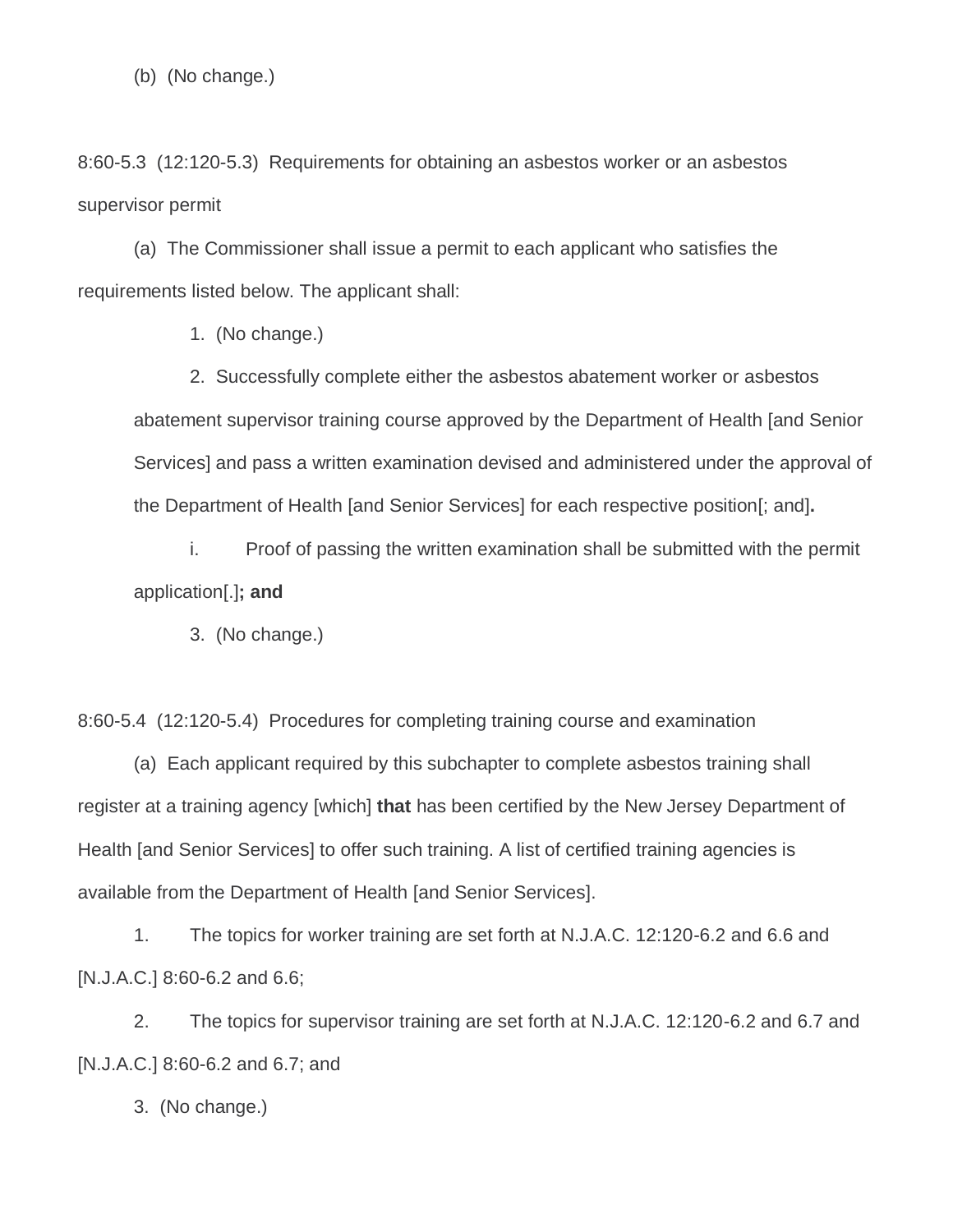(b) (No change.)

8:60-5.3 (12:120-5.3) Requirements for obtaining an asbestos worker or an asbestos supervisor permit

(a) The Commissioner shall issue a permit to each applicant who satisfies the requirements listed below. The applicant shall:

1. (No change.)

2. Successfully complete either the asbestos abatement worker or asbestos abatement supervisor training course approved by the Department of Health [and Senior Services] and pass a written examination devised and administered under the approval of the Department of Health [and Senior Services] for each respective position[; and]**.**

i. Proof of passing the written examination shall be submitted with the permit application[.]**; and**

3. (No change.)

8:60-5.4 (12:120-5.4) Procedures for completing training course and examination

(a) Each applicant required by this subchapter to complete asbestos training shall register at a training agency [which] **that** has been certified by the New Jersey Department of Health [and Senior Services] to offer such training. A list of certified training agencies is available from the Department of Health [and Senior Services].

1. The topics for worker training are set forth at N.J.A.C. 12:120-6.2 and 6.6 and [N.J.A.C.] 8:60-6.2 and 6.6;

2. The topics for supervisor training are set forth at N.J.A.C. 12:120-6.2 and 6.7 and [N.J.A.C.] 8:60-6.2 and 6.7; and

3. (No change.)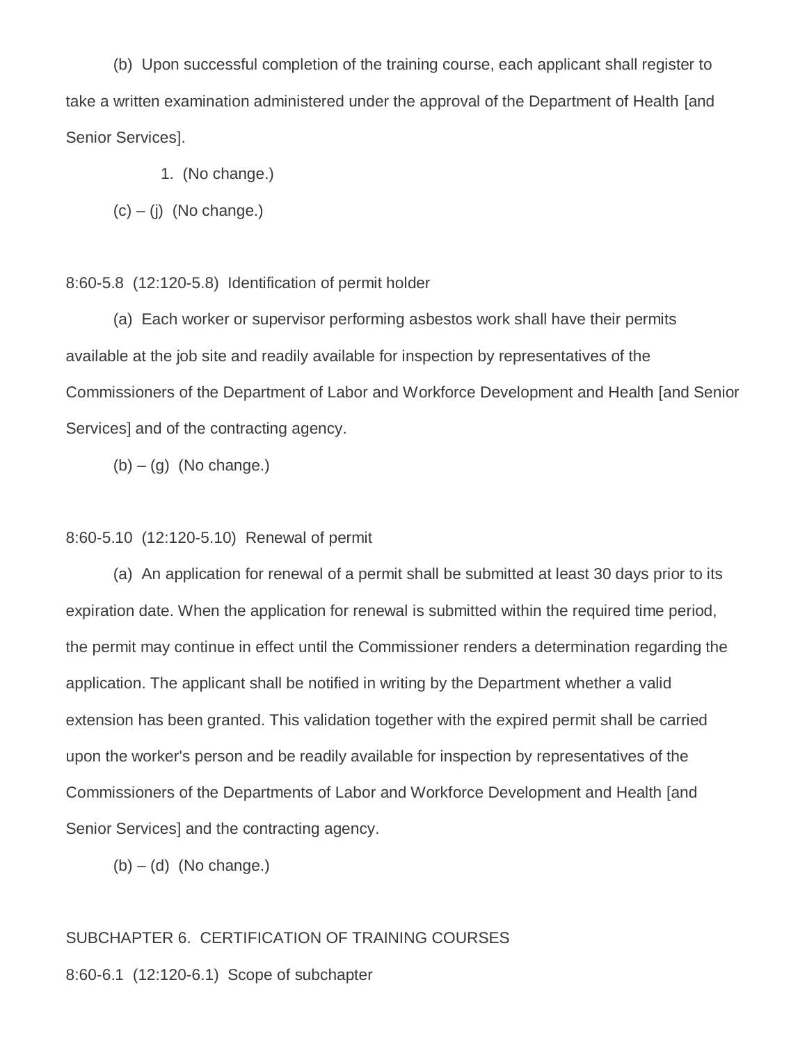(b) Upon successful completion of the training course, each applicant shall register to take a written examination administered under the approval of the Department of Health [and Senior Services].

1. (No change.)

(c) – (j) (No change.)

8:60-5.8 (12:120-5.8) Identification of permit holder

(a) Each worker or supervisor performing asbestos work shall have their permits available at the job site and readily available for inspection by representatives of the Commissioners of the Department of Labor and Workforce Development and Health [and Senior Services] and of the contracting agency.

(b) – (g) (No change.)

8:60-5.10 (12:120-5.10) Renewal of permit

(a) An application for renewal of a permit shall be submitted at least 30 days prior to its expiration date. When the application for renewal is submitted within the required time period, the permit may continue in effect until the Commissioner renders a determination regarding the application. The applicant shall be notified in writing by the Department whether a valid extension has been granted. This validation together with the expired permit shall be carried upon the worker's person and be readily available for inspection by representatives of the Commissioners of the Departments of Labor and Workforce Development and Health [and Senior Services] and the contracting agency.

(b) – (d) (No change.)

SUBCHAPTER 6. CERTIFICATION OF TRAINING COURSES

8:60-6.1 (12:120-6.1) Scope of subchapter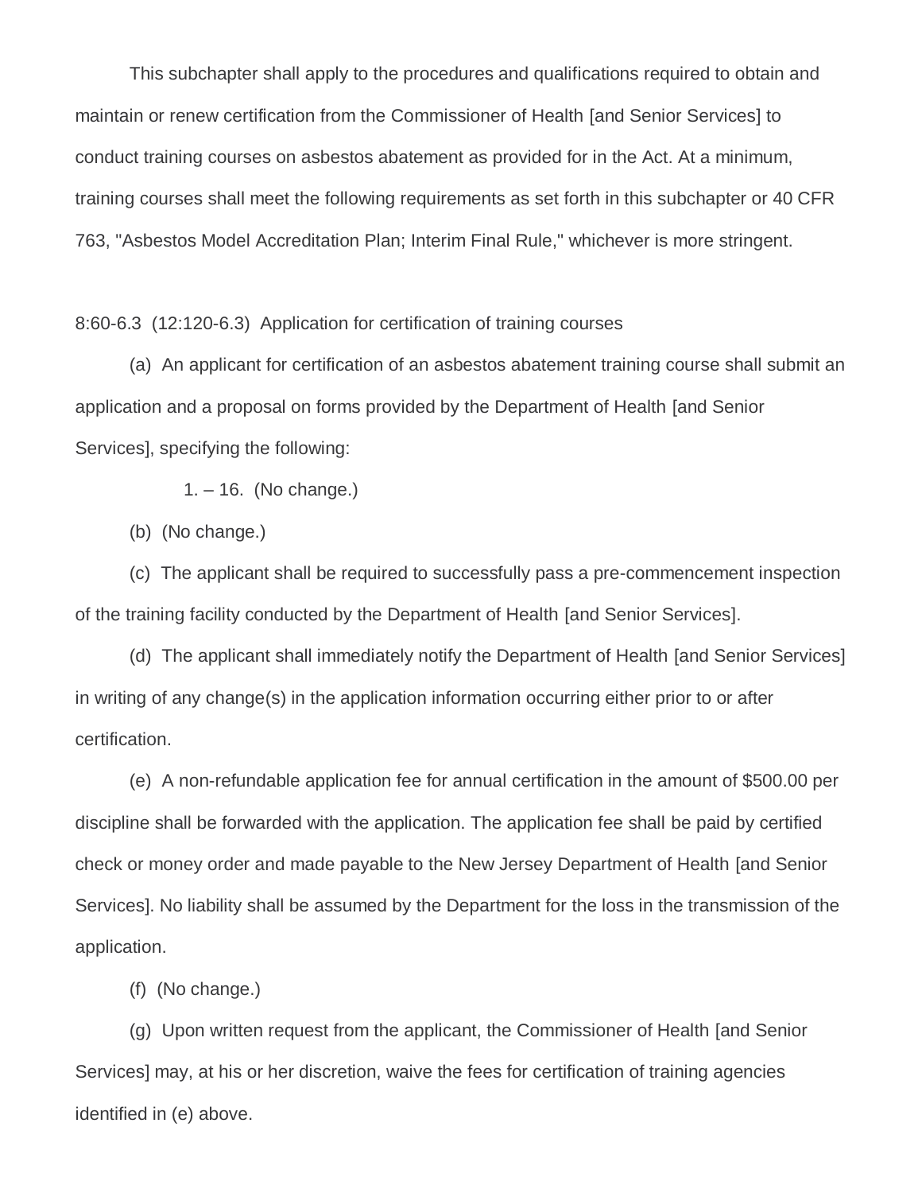This subchapter shall apply to the procedures and qualifications required to obtain and maintain or renew certification from the Commissioner of Health [and Senior Services] to conduct training courses on asbestos abatement as provided for in the Act. At a minimum, training courses shall meet the following requirements as set forth in this subchapter or 40 CFR 763, "Asbestos Model Accreditation Plan; Interim Final Rule," whichever is more stringent.

8:60-6.3 (12:120-6.3) Application for certification of training courses

(a) An applicant for certification of an asbestos abatement training course shall submit an application and a proposal on forms provided by the Department of Health [and Senior Services], specifying the following:

1. – 16. (No change.)

(b) (No change.)

(c) The applicant shall be required to successfully pass a pre-commencement inspection of the training facility conducted by the Department of Health [and Senior Services].

(d) The applicant shall immediately notify the Department of Health [and Senior Services] in writing of any change(s) in the application information occurring either prior to or after certification.

(e) A non-refundable application fee for annual certification in the amount of $500.00 per discipline shall be forwarded with the application. The application fee shall be paid by certified check or money order and made payable to the New Jersey Department of Health [and Senior Services]. No liability shall be assumed by the Department for the loss in the transmission of the application.

(f) (No change.)

(g) Upon written request from the applicant, the Commissioner of Health [and Senior Services] may, at his or her discretion, waive the fees for certification of training agencies identified in (e) above.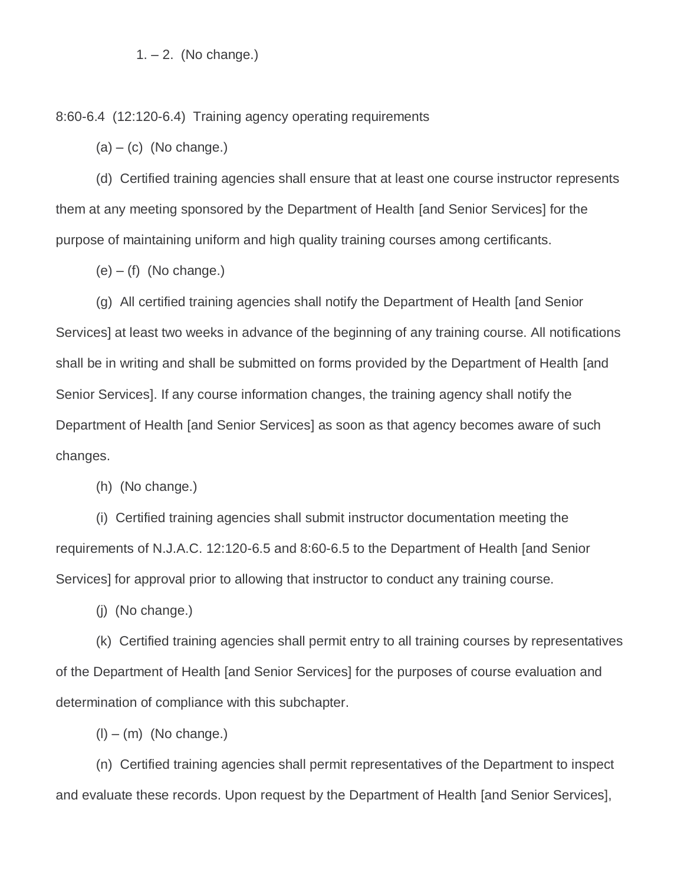1. – 2. (No change.)

8:60-6.4 (12:120-6.4) Training agency operating requirements

(a) – (c) (No change.)

(d) Certified training agencies shall ensure that at least one course instructor represents them at any meeting sponsored by the Department of Health [and Senior Services] for the purpose of maintaining uniform and high quality training courses among certificants.

(e) – (f) (No change.)

(g) All certified training agencies shall notify the Department of Health [and Senior Services] at least two weeks in advance of the beginning of any training course. All notifications shall be in writing and shall be submitted on forms provided by the Department of Health [and Senior Services]. If any course information changes, the training agency shall notify the Department of Health [and Senior Services] as soon as that agency becomes aware of such changes.

(h) (No change.)

(i) Certified training agencies shall submit instructor documentation meeting the requirements of N.J.A.C. 12:120-6.5 and 8:60-6.5 to the Department of Health [and Senior Services] for approval prior to allowing that instructor to conduct any training course.

(j) (No change.)

(k) Certified training agencies shall permit entry to all training courses by representatives of the Department of Health [and Senior Services] for the purposes of course evaluation and determination of compliance with this subchapter.

(l) – (m) (No change.)

(n) Certified training agencies shall permit representatives of the Department to inspect and evaluate these records. Upon request by the Department of Health [and Senior Services],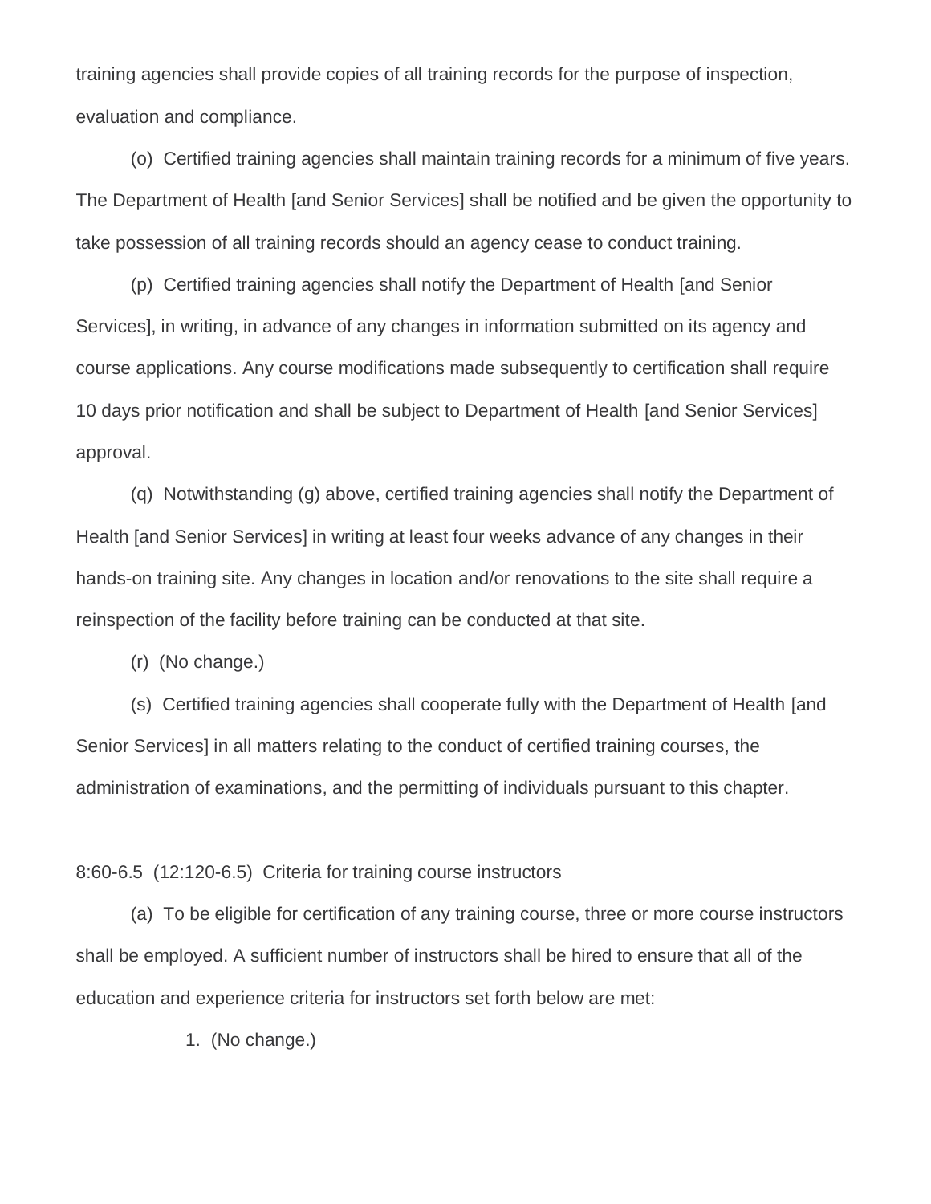training agencies shall provide copies of all training records for the purpose of inspection, evaluation and compliance.

(o) Certified training agencies shall maintain training records for a minimum of five years. The Department of Health [and Senior Services] shall be notified and be given the opportunity to take possession of all training records should an agency cease to conduct training.

(p) Certified training agencies shall notify the Department of Health [and Senior Services], in writing, in advance of any changes in information submitted on its agency and course applications. Any course modifications made subsequently to certification shall require 10 days prior notification and shall be subject to Department of Health [and Senior Services] approval.

(q) Notwithstanding (g) above, certified training agencies shall notify the Department of Health [and Senior Services] in writing at least four weeks advance of any changes in their hands-on training site. Any changes in location and/or renovations to the site shall require a reinspection of the facility before training can be conducted at that site.

(r) (No change.)

(s) Certified training agencies shall cooperate fully with the Department of Health [and Senior Services] in all matters relating to the conduct of certified training courses, the administration of examinations, and the permitting of individuals pursuant to this chapter.

8:60-6.5 (12:120-6.5) Criteria for training course instructors

(a) To be eligible for certification of any training course, three or more course instructors shall be employed. A sufficient number of instructors shall be hired to ensure that all of the education and experience criteria for instructors set forth below are met:

1. (No change.)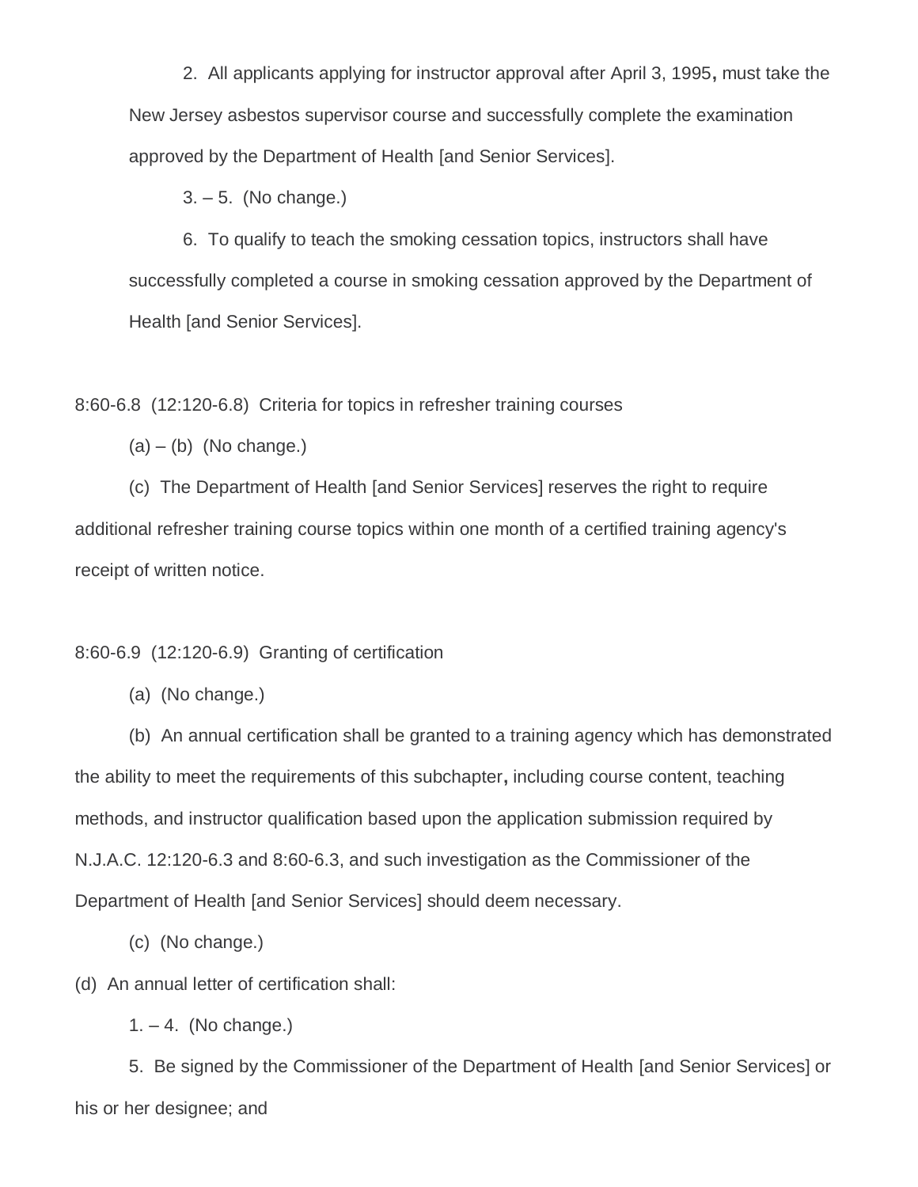2. All applicants applying for instructor approval after April 3, 1995**,** must take the New Jersey asbestos supervisor course and successfully complete the examination approved by the Department of Health [and Senior Services].

3. – 5. (No change.)

6. To qualify to teach the smoking cessation topics, instructors shall have successfully completed a course in smoking cessation approved by the Department of Health [and Senior Services].

8:60-6.8 (12:120-6.8) Criteria for topics in refresher training courses

(a) – (b) (No change.)

(c) The Department of Health [and Senior Services] reserves the right to require additional refresher training course topics within one month of a certified training agency's receipt of written notice.

8:60-6.9 (12:120-6.9) Granting of certification

(a) (No change.)

(b) An annual certification shall be granted to a training agency which has demonstrated the ability to meet the requirements of this subchapter**,** including course content, teaching methods, and instructor qualification based upon the application submission required by N.J.A.C. 12:120-6.3 and 8:60-6.3, and such investigation as the Commissioner of the Department of Health [and Senior Services] should deem necessary.

(c) (No change.)

(d) An annual letter of certification shall:

1. – 4. (No change.)

5. Be signed by the Commissioner of the Department of Health [and Senior Services] or his or her designee; and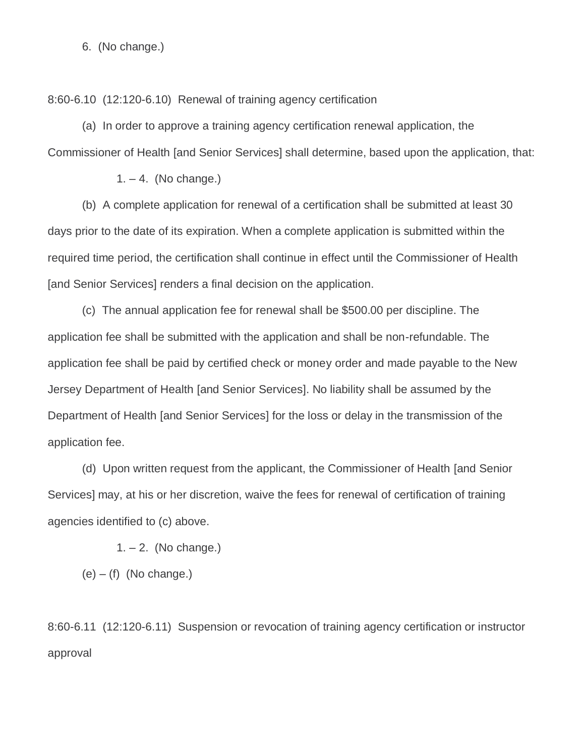6. (No change.)

8:60-6.10 (12:120-6.10) Renewal of training agency certification

(a) In order to approve a training agency certification renewal application, the Commissioner of Health [and Senior Services] shall determine, based upon the application, that:

1. – 4. (No change.)

(b) A complete application for renewal of a certification shall be submitted at least 30 days prior to the date of its expiration. When a complete application is submitted within the required time period, the certification shall continue in effect until the Commissioner of Health [and Senior Services] renders a final decision on the application.

(c) The annual application fee for renewal shall be $500.00 per discipline. The application fee shall be submitted with the application and shall be non-refundable. The application fee shall be paid by certified check or money order and made payable to the New Jersey Department of Health [and Senior Services]. No liability shall be assumed by the Department of Health [and Senior Services] for the loss or delay in the transmission of the application fee.

(d) Upon written request from the applicant, the Commissioner of Health [and Senior Services] may, at his or her discretion, waive the fees for renewal of certification of training agencies identified to (c) above.

1. – 2. (No change.)

(e) – (f) (No change.)

8:60-6.11 (12:120-6.11) Suspension or revocation of training agency certification or instructor approval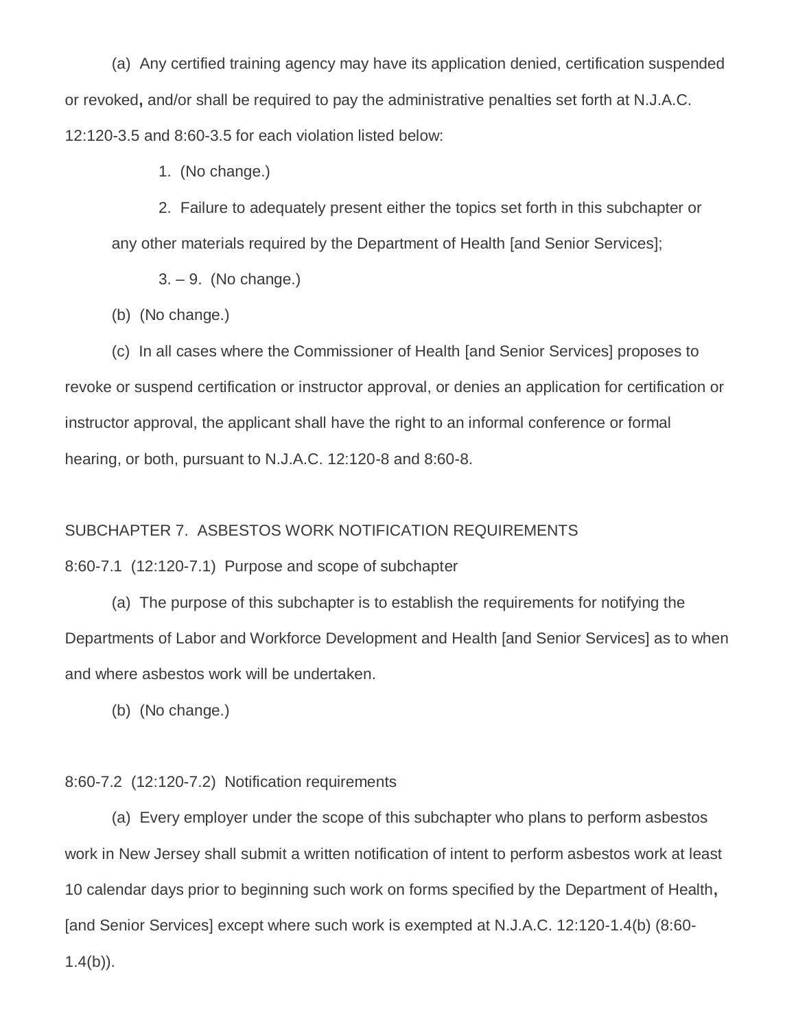(a) Any certified training agency may have its application denied, certification suspended or revoked**,** and/or shall be required to pay the administrative penalties set forth at N.J.A.C. 12:120-3.5 and 8:60-3.5 for each violation listed below:

1. (No change.)

2. Failure to adequately present either the topics set forth in this subchapter or any other materials required by the Department of Health [and Senior Services];

3. – 9. (No change.)

(b) (No change.)

(c) In all cases where the Commissioner of Health [and Senior Services] proposes to revoke or suspend certification or instructor approval, or denies an application for certification or instructor approval, the applicant shall have the right to an informal conference or formal hearing, or both, pursuant to N.J.A.C. 12:120-8 and 8:60-8.

SUBCHAPTER 7. ASBESTOS WORK NOTIFICATION REQUIREMENTS

8:60-7.1 (12:120-7.1) Purpose and scope of subchapter

(a) The purpose of this subchapter is to establish the requirements for notifying the Departments of Labor and Workforce Development and Health [and Senior Services] as to when and where asbestos work will be undertaken.

(b) (No change.)

8:60-7.2 (12:120-7.2) Notification requirements

(a) Every employer under the scope of this subchapter who plans to perform asbestos work in New Jersey shall submit a written notification of intent to perform asbestos work at least 10 calendar days prior to beginning such work on forms specified by the Department of Health**,** [and Senior Services] except where such work is exempted at N.J.A.C. 12:120-1.4(b) (8:60-1.4(b)).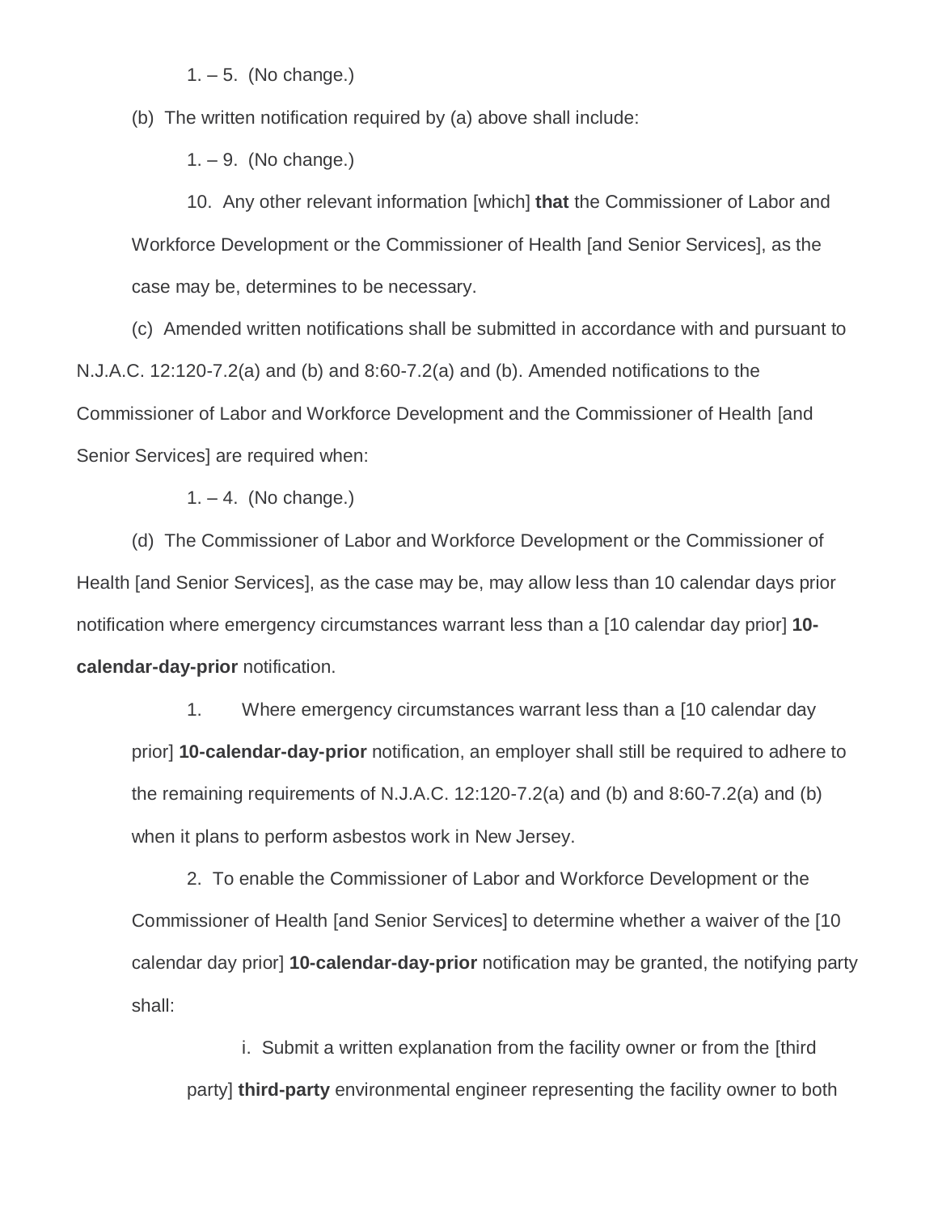1. – 5. (No change.)

(b) The written notification required by (a) above shall include:

1. – 9. (No change.)

10. Any other relevant information [which] **that** the Commissioner of Labor and Workforce Development or the Commissioner of Health [and Senior Services], as the case may be, determines to be necessary.

(c) Amended written notifications shall be submitted in accordance with and pursuant to N.J.A.C. 12:120-7.2(a) and (b) and 8:60-7.2(a) and (b). Amended notifications to the Commissioner of Labor and Workforce Development and the Commissioner of Health [and Senior Services] are required when:

1. – 4. (No change.)

(d) The Commissioner of Labor and Workforce Development or the Commissioner of Health [and Senior Services], as the case may be, may allow less than 10 calendar days prior notification where emergency circumstances warrant less than a [10 calendar day prior] **10-calendar-day-prior** notification.

1. Where emergency circumstances warrant less than a [10 calendar day prior] **10-calendar-day-prior** notification, an employer shall still be required to adhere to the remaining requirements of N.J.A.C. 12:120-7.2(a) and (b) and 8:60-7.2(a) and (b) when it plans to perform asbestos work in New Jersey.

2. To enable the Commissioner of Labor and Workforce Development or the Commissioner of Health [and Senior Services] to determine whether a waiver of the [10 calendar day prior] **10-calendar-day-prior** notification may be granted, the notifying party shall:

i. Submit a written explanation from the facility owner or from the [third party] **third-party** environmental engineer representing the facility owner to both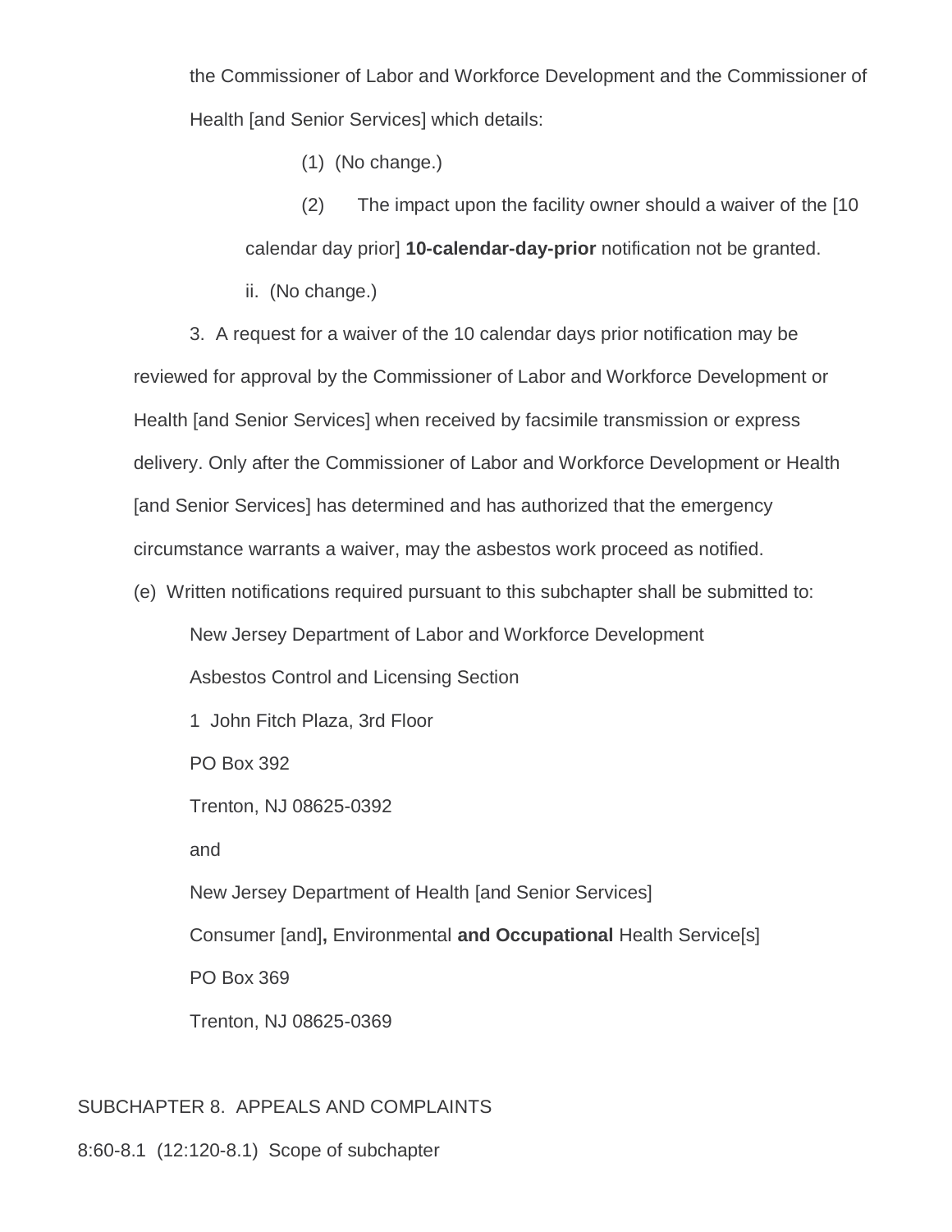the Commissioner of Labor and Workforce Development and the Commissioner of Health [and Senior Services] which details:

(1) (No change.)

(2) The impact upon the facility owner should a waiver of the [10 calendar day prior] **10-calendar-day-prior** notification not be granted.

ii. (No change.)

3. A request for a waiver of the 10 calendar days prior notification may be reviewed for approval by the Commissioner of Labor and Workforce Development or Health [and Senior Services] when received by facsimile transmission or express delivery. Only after the Commissioner of Labor and Workforce Development or Health [and Senior Services] has determined and has authorized that the emergency circumstance warrants a waiver, may the asbestos work proceed as notified.

(e) Written notifications required pursuant to this subchapter shall be submitted to:

New Jersey Department of Labor and Workforce Development

Asbestos Control and Licensing Section

1 John Fitch Plaza, 3rd Floor

PO Box 392

Trenton, NJ 08625-0392

and

New Jersey Department of Health [and Senior Services]

Consumer [and]**,** Environmental **and Occupational** Health Service[s]

PO Box 369

Trenton, NJ 08625-0369

SUBCHAPTER 8. APPEALS AND COMPLAINTS

8:60-8.1 (12:120-8.1) Scope of subchapter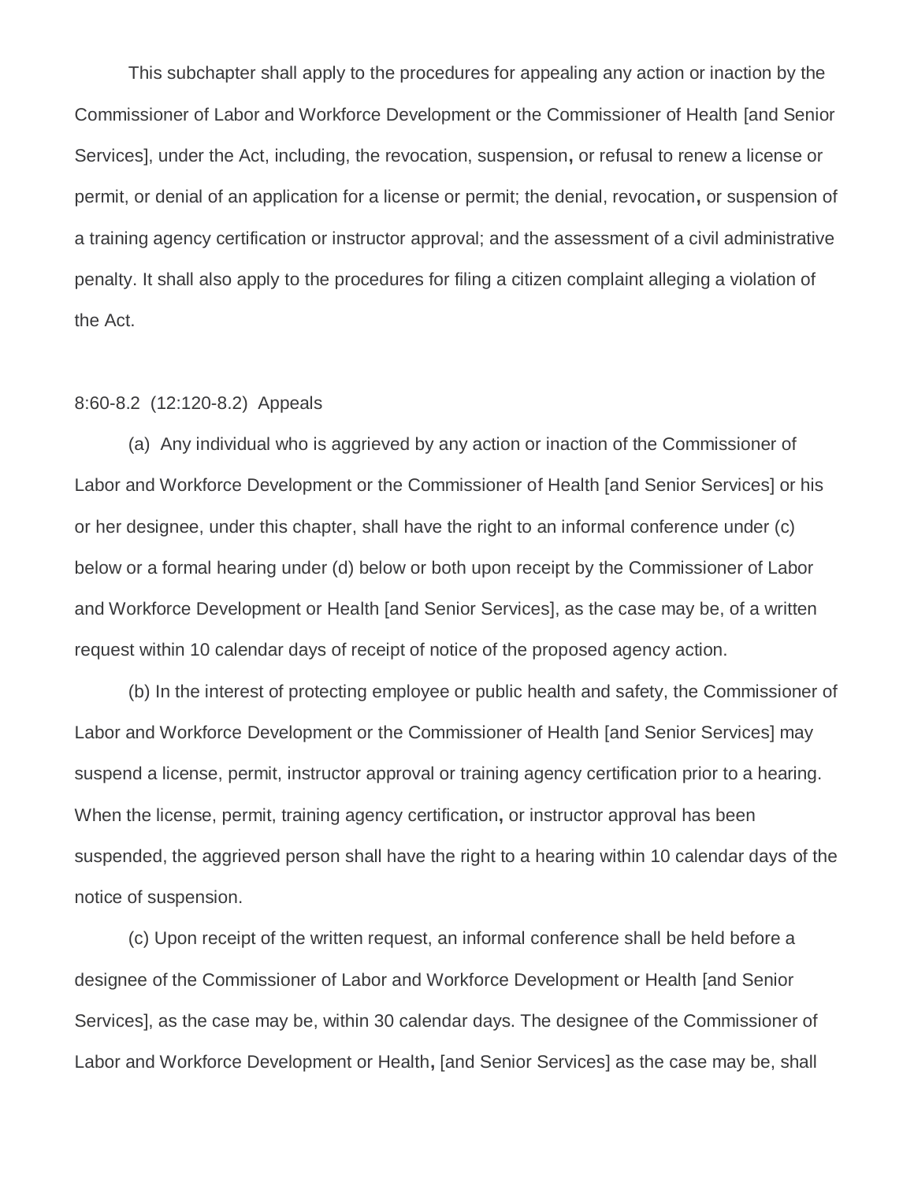This subchapter shall apply to the procedures for appealing any action or inaction by the Commissioner of Labor and Workforce Development or the Commissioner of Health [and Senior Services], under the Act, including, the revocation, suspension**,** or refusal to renew a license or permit, or denial of an application for a license or permit; the denial, revocation**,** or suspension of a training agency certification or instructor approval; and the assessment of a civil administrative penalty. It shall also apply to the procedures for filing a citizen complaint alleging a violation of the Act.

8:60-8.2 (12:120-8.2) Appeals

(a) Any individual who is aggrieved by any action or inaction of the Commissioner of Labor and Workforce Development or the Commissioner of Health [and Senior Services] or his or her designee, under this chapter, shall have the right to an informal conference under (c) below or a formal hearing under (d) below or both upon receipt by the Commissioner of Labor and Workforce Development or Health [and Senior Services], as the case may be, of a written request within 10 calendar days of receipt of notice of the proposed agency action.

(b) In the interest of protecting employee or public health and safety, the Commissioner of Labor and Workforce Development or the Commissioner of Health [and Senior Services] may suspend a license, permit, instructor approval or training agency certification prior to a hearing. When the license, permit, training agency certification**,** or instructor approval has been suspended, the aggrieved person shall have the right to a hearing within 10 calendar days of the notice of suspension.

(c) Upon receipt of the written request, an informal conference shall be held before a designee of the Commissioner of Labor and Workforce Development or Health [and Senior Services], as the case may be, within 30 calendar days. The designee of the Commissioner of Labor and Workforce Development or Health**,** [and Senior Services] as the case may be, shall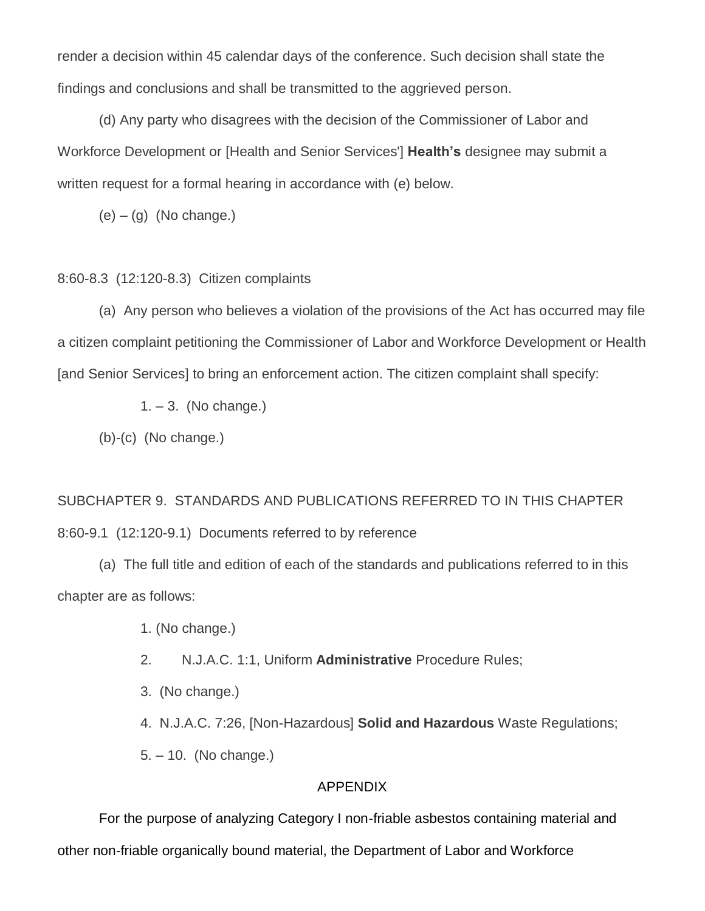render a decision within 45 calendar days of the conference. Such decision shall state the findings and conclusions and shall be transmitted to the aggrieved person.

(d) Any party who disagrees with the decision of the Commissioner of Labor and Workforce Development or [Health and Senior Services'] **Health's** designee may submit a written request for a formal hearing in accordance with (e) below.

(e) – (g) (No change.)

8:60-8.3 (12:120-8.3) Citizen complaints

(a) Any person who believes a violation of the provisions of the Act has occurred may file a citizen complaint petitioning the Commissioner of Labor and Workforce Development or Health [and Senior Services] to bring an enforcement action. The citizen complaint shall specify:

1. – 3. (No change.)

(b)-(c) (No change.)

SUBCHAPTER 9. STANDARDS AND PUBLICATIONS REFERRED TO IN THIS CHAPTER

8:60-9.1 (12:120-9.1) Documents referred to by reference

(a) The full title and edition of each of the standards and publications referred to in this chapter are as follows:

1. (No change.)

2. N.J.A.C. 1:1, Uniform **Administrative** Procedure Rules;

3. (No change.)

4. N.J.A.C. 7:26, [Non-Hazardous] **Solid and Hazardous** Waste Regulations;

5. – 10. (No change.)

APPENDIX

For the purpose of analyzing Category I non-friable asbestos containing material and other non-friable organically bound material, the Department of Labor and Workforce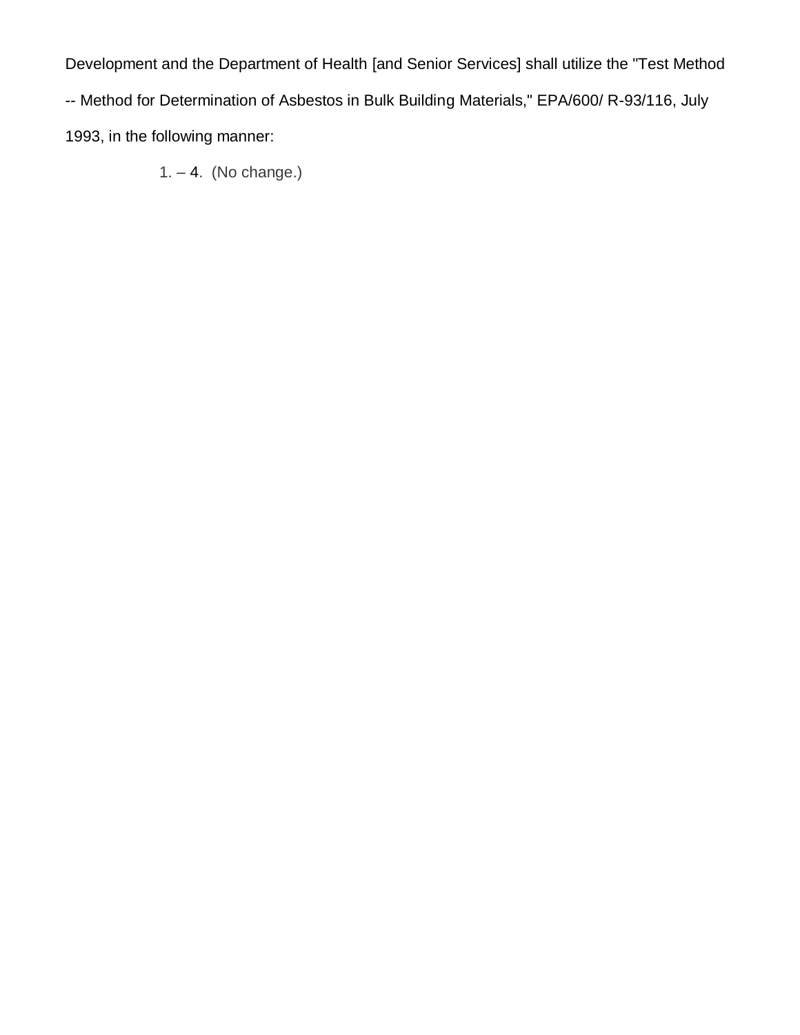Development and the Department of Health [and Senior Services] shall utilize the "Test Method -- Method for Determination of Asbestos in Bulk Building Materials," EPA/600/ R-93/116, July 1993, in the following manner:

1. – 4. (No change.)